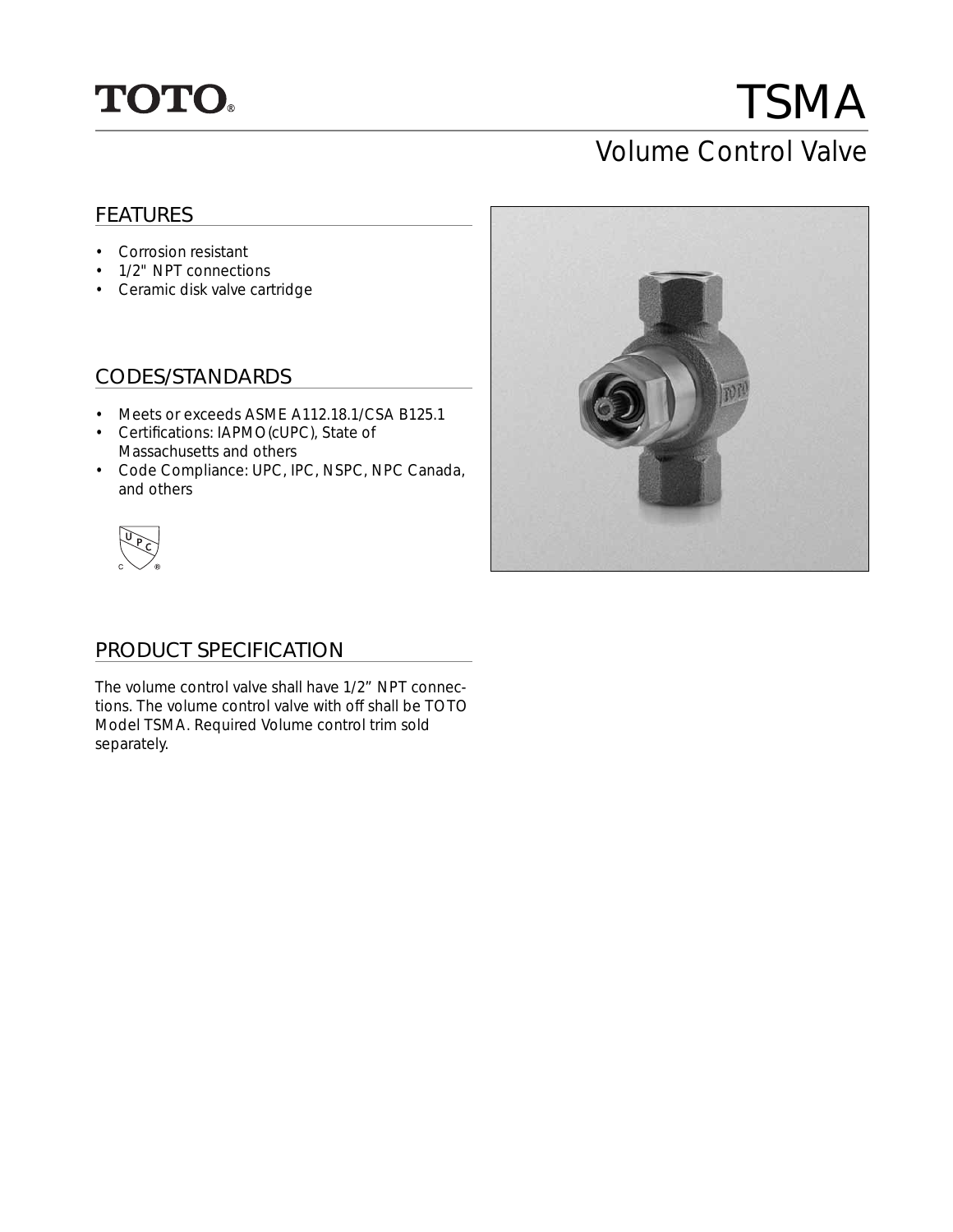TOTO®

# TSMA

## Volume Control Valve

### FEATURES

- Corrosion resistant
- 1/2" NPT connections
- Ceramic disk valve cartridge

### CODES/STANDARDS

- Meets or exceeds ASME A112.18.1/CSA B125.1
- Certifications: IAPMO(cUPC), State of Massachusetts and others
- Code Compliance: UPC, IPC, NSPC, NPC Canada, and others

### PRODUCT SPECIFICATION

The volume control valve shall have 1/2" NPT connections. The volume control valve with off shall be TOTO Model TSMA. Required Volume control trim sold separately.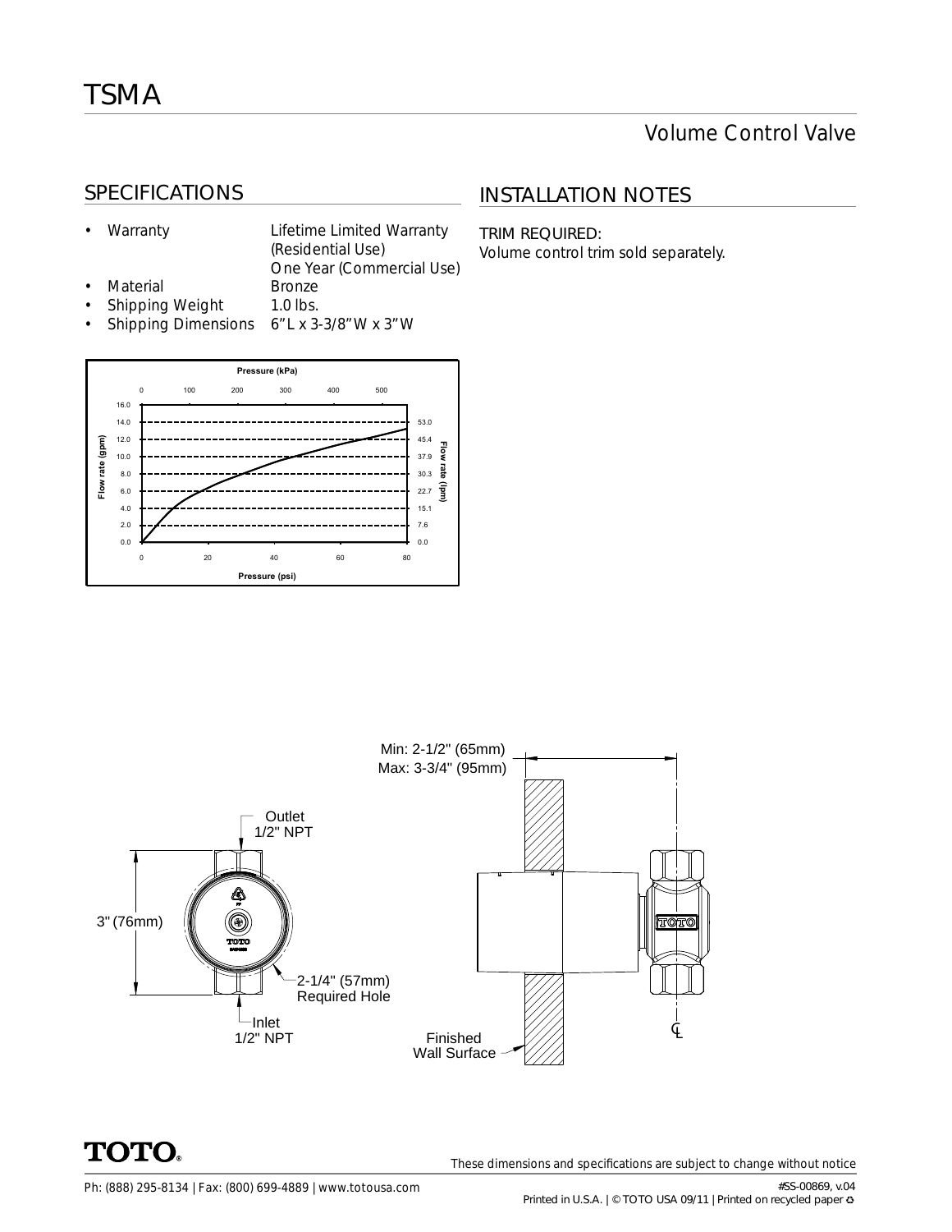# TSMA

## Volume Control Valve

## SPECIFICATIONS

- Warranty: Lifetime Limited Warranty (Residential Use), One Year (Commercial Use)
- Material: Bronze
- Shipping Weight: 1.0 lbs.
- Shipping Dimensions: 6"L x 3-3/8"W x 3"W

Pressure (kPa)
0 100 200 300 400 500
16.0 14.0 12.0 10.0 8.0 6.0 4.0 2.0 0.0
Flow rate (gpm)
53.0 45.4 37.9 30.3 22.7 15.1 7.6 0.0
Flow rate (lpm)
0 20 40 60 80
Pressure (psi)

## INSTALLATION NOTES

TRIM REQUIRED:
Volume control trim sold separately.

Min: 2-1/2" (65mm)
Max: 3-3/4" (95mm)

Outlet
1/2" NPT

3" (76mm)

2-1/4" (57mm)
Required Hole

Inlet
1/2" NPT

Finished
Wall Surface

℄

TOTO

These dimensions and specifications are subject to change without notice

Ph: (888) 295-8134 | Fax: (800) 699-4889 | www.totousa.com

#SS-00869, v.04
Printed in U.S.A. | © TOTO USA 09/11 | Printed on recycled paper ♻